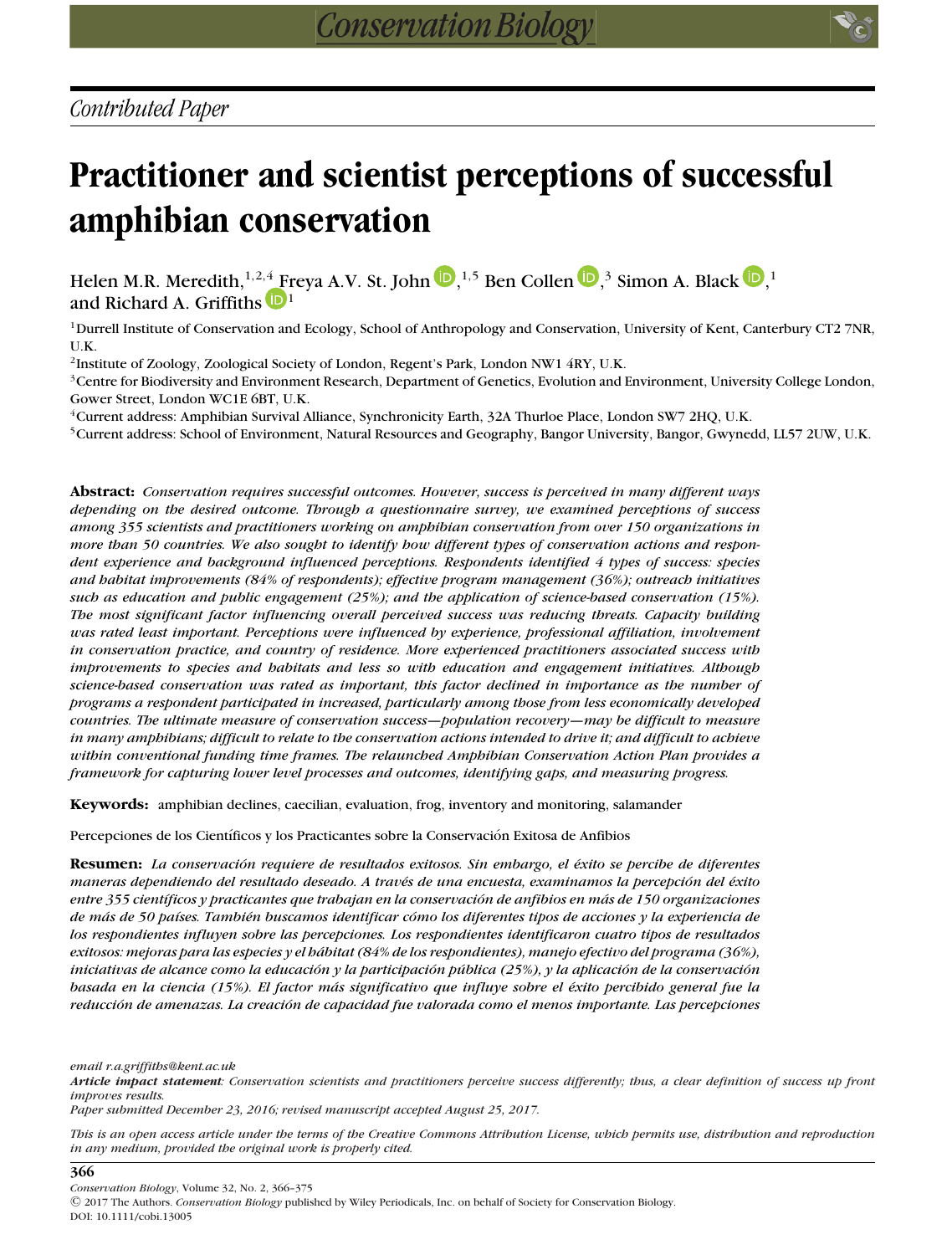*Contributed Paper*

# Practitioner and scientist perceptions of successful amphibian conservation

Helen M.R. Meredith,[1,2,4] Freya A.V. St. John,[1,5] Ben Collen,[3] Simon A. Black,[1] and Richard A. Griffiths[1]

[1]Durrell Institute of Conservation and Ecology, School of Anthropology and Conservation, University of Kent, Canterbury CT2 7NR, U.K.

[2]Institute of Zoology, Zoological Society of London, Regent's Park, London NW1 4RY, U.K.

[3]Centre for Biodiversity and Environment Research, Department of Genetics, Evolution and Environment, University College London, Gower Street, London WC1E 6BT, U.K.

[4]Current address: Amphibian Survival Alliance, Synchronicity Earth, 32A Thurloe Place, London SW7 2HQ, U.K.

[5]Current address: School of Environment, Natural Resources and Geography, Bangor University, Bangor, Gwynedd, LL57 2UW, U.K.

**Abstract:** *Conservation requires successful outcomes. However, success is perceived in many different ways depending on the desired outcome. Through a questionnaire survey, we examined perceptions of success among 355 scientists and practitioners working on amphibian conservation from over 150 organizations in more than 50 countries. We also sought to identify how different types of conservation actions and respondent experience and background influenced perceptions. Respondents identified 4 types of success: species and habitat improvements (84% of respondents); effective program management (36%); outreach initiatives such as education and public engagement (25%); and the application of science-based conservation (15%). The most significant factor influencing overall perceived success was reducing threats. Capacity building was rated least important. Perceptions were influenced by experience, professional affiliation, involvement in conservation practice, and country of residence. More experienced practitioners associated success with improvements to species and habitats and less so with education and engagement initiatives. Although science-based conservation was rated as important, this factor declined in importance as the number of programs a respondent participated in increased, particularly among those from less economically developed countries. The ultimate measure of conservation success—population recovery—may be difficult to measure in many amphibians; difficult to relate to the conservation actions intended to drive it; and difficult to achieve within conventional funding time frames. The relaunched Amphibian Conservation Action Plan provides a framework for capturing lower level processes and outcomes, identifying gaps, and measuring progress.*

**Keywords:** amphibian declines, caecilian, evaluation, frog, inventory and monitoring, salamander

Percepciones de los Científicos y los Practicantes sobre la Conservación Exitosa de Anfibios

**Resumen:** *La conservación requiere de resultados exitosos. Sin embargo, el éxito se percibe de diferentes maneras dependiendo del resultado deseado. A través de una encuesta, examinamos la percepción del éxito entre 355 científicos y practicantes que trabajan en la conservación de anfibios en más de 150 organizaciones de más de 50 países. También buscamos identificar cómo los diferentes tipos de acciones y la experiencia de los respondientes influyen sobre las percepciones. Los respondientes identificaron cuatro tipos de resultados exitosos: mejoras para las especies y el hábitat (84% de los respondientes), manejo efectivo del programa (36%), iniciativas de alcance como la educación y la participación pública (25%), y la aplicación de la conservación basada en la ciencia (15%). El factor más significativo que influye sobre el éxito percibido general fue la reducción de amenazas. La creación de capacidad fue valorada como el menos importante. Las percepciones*

email r.a.griffiths@kent.ac.uk

*Article impact statement: Conservation scientists and practitioners perceive success differently; thus, a clear definition of success up front improves results.*

*Paper submitted December 23, 2016; revised manuscript accepted August 25, 2017.*

*This is an open access article under the terms of the Creative Commons Attribution License, which permits use, distribution and reproduction in any medium, provided the original work is properly cited.*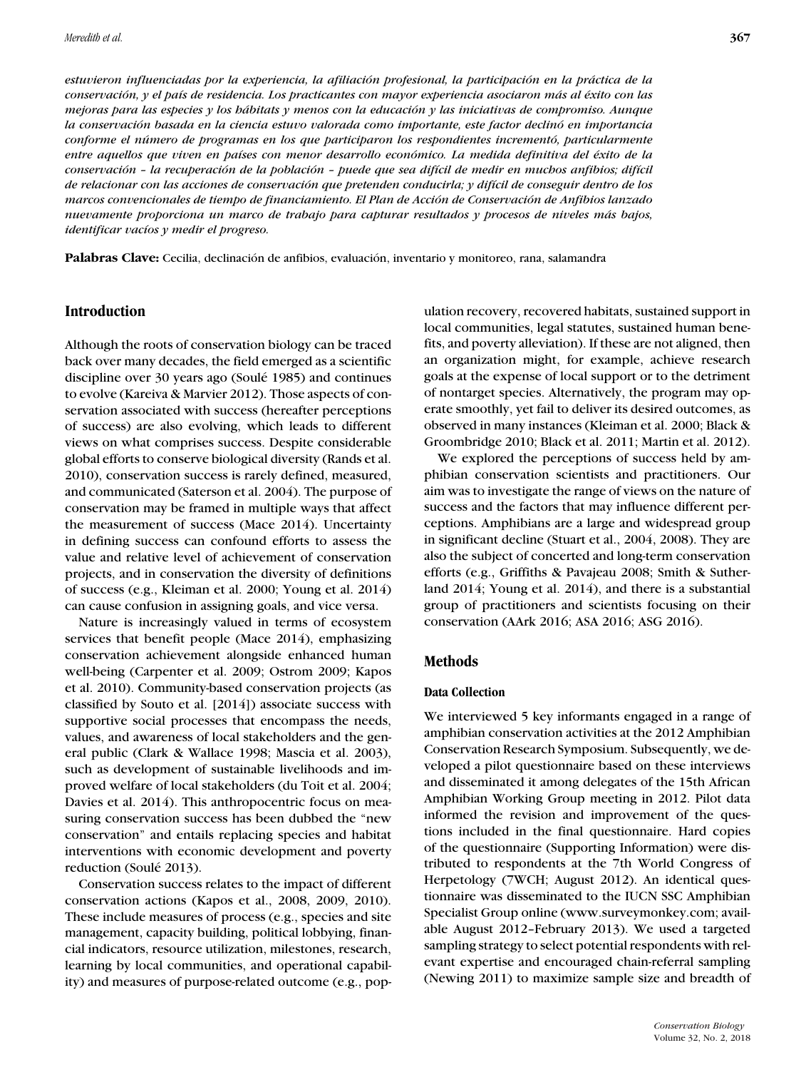*estuvieron influenciadas por la experiencia, la afiliación profesional, la participación en la práctica de la conservación, y el país de residencia. Los practicantes con mayor experiencia asociaron más al éxito con las mejoras para las especies y los hábitats y menos con la educación y las iniciativas de compromiso. Aunque la conservación basada en la ciencia estuvo valorada como importante, este factor declinó en importancia conforme el número de programas en los que participaron los respondientes incrementó, particularmente entre aquellos que viven en países con menor desarrollo económico. La medida definitiva del éxito de la conservación – la recuperación de la población – puede que sea difícil de medir en muchos anfibios; difícil de relacionar con las acciones de conservación que pretenden conducirla; y difícil de conseguir dentro de los marcos convencionales de tiempo de financiamiento. El Plan de Acción de Conservación de Anfibios lanzado nuevamente proporciona un marco de trabajo para capturar resultados y procesos de niveles más bajos, identificar vacíos y medir el progreso.*

**Palabras Clave:** Cecilia, declinación de anfibios, evaluación, inventario y monitoreo, rana, salamandra

## Introduction

Although the roots of conservation biology can be traced back over many decades, the field emerged as a scientific discipline over 30 years ago (Soulé 1985) and continues to evolve (Kareiva & Marvier 2012). Those aspects of conservation associated with success (hereafter perceptions of success) are also evolving, which leads to different views on what comprises success. Despite considerable global efforts to conserve biological diversity (Rands et al. 2010), conservation success is rarely defined, measured, and communicated (Saterson et al. 2004). The purpose of conservation may be framed in multiple ways that affect the measurement of success (Mace 2014). Uncertainty in defining success can confound efforts to assess the value and relative level of achievement of conservation projects, and in conservation the diversity of definitions of success (e.g., Kleiman et al. 2000; Young et al. 2014) can cause confusion in assigning goals, and vice versa.

Nature is increasingly valued in terms of ecosystem services that benefit people (Mace 2014), emphasizing conservation achievement alongside enhanced human well-being (Carpenter et al. 2009; Ostrom 2009; Kapos et al. 2010). Community-based conservation projects (as classified by Souto et al. [2014]) associate success with supportive social processes that encompass the needs, values, and awareness of local stakeholders and the general public (Clark & Wallace 1998; Mascia et al. 2003), such as development of sustainable livelihoods and improved welfare of local stakeholders (du Toit et al. 2004; Davies et al. 2014). This anthropocentric focus on measuring conservation success has been dubbed the "new conservation" and entails replacing species and habitat interventions with economic development and poverty reduction (Soulé 2013).

Conservation success relates to the impact of different conservation actions (Kapos et al., 2008, 2009, 2010). These include measures of process (e.g., species and site management, capacity building, political lobbying, financial indicators, resource utilization, milestones, research, learning by local communities, and operational capability) and measures of purpose-related outcome (e.g., population recovery, recovered habitats, sustained support in local communities, legal statutes, sustained human benefits, and poverty alleviation). If these are not aligned, then an organization might, for example, achieve research goals at the expense of local support or to the detriment of nontarget species. Alternatively, the program may operate smoothly, yet fail to deliver its desired outcomes, as observed in many instances (Kleiman et al. 2000; Black & Groombridge 2010; Black et al. 2011; Martin et al. 2012).

We explored the perceptions of success held by amphibian conservation scientists and practitioners. Our aim was to investigate the range of views on the nature of success and the factors that may influence different perceptions. Amphibians are a large and widespread group in significant decline (Stuart et al., 2004, 2008). They are also the subject of concerted and long-term conservation efforts (e.g., Griffiths & Pavajeau 2008; Smith & Sutherland 2014; Young et al. 2014), and there is a substantial group of practitioners and scientists focusing on their conservation (AArk 2016; ASA 2016; ASG 2016).

## Methods

### Data Collection

We interviewed 5 key informants engaged in a range of amphibian conservation activities at the 2012 Amphibian Conservation Research Symposium. Subsequently, we developed a pilot questionnaire based on these interviews and disseminated it among delegates of the 15th African Amphibian Working Group meeting in 2012. Pilot data informed the revision and improvement of the questions included in the final questionnaire. Hard copies of the questionnaire (Supporting Information) were distributed to respondents at the 7th World Congress of Herpetology (7WCH; August 2012). An identical questionnaire was disseminated to the IUCN SSC Amphibian Specialist Group online (www.surveymonkey.com; available August 2012–February 2013). We used a targeted sampling strategy to select potential respondents with relevant expertise and encouraged chain-referral sampling (Newing 2011) to maximize sample size and breadth of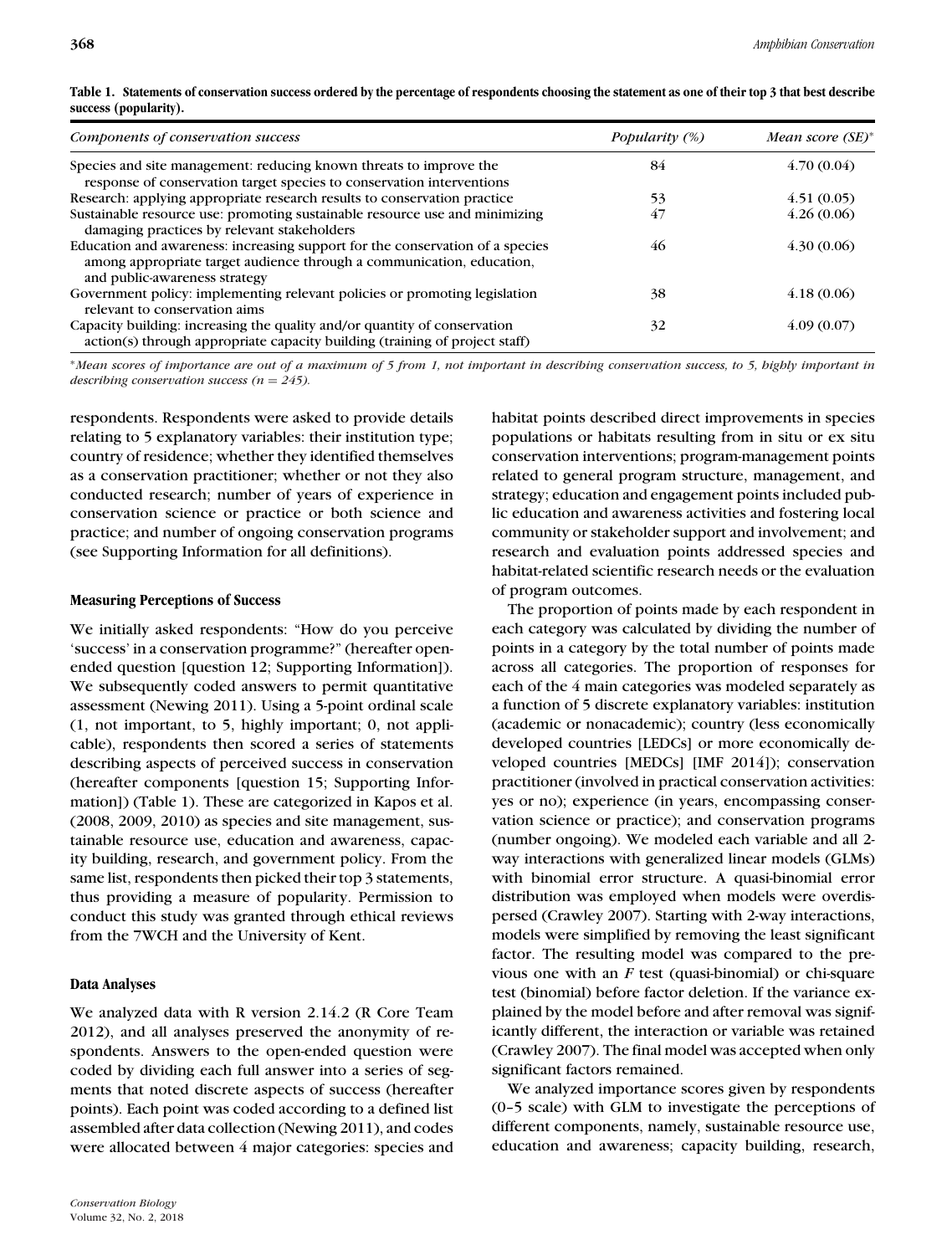**Table 1. Statements of conservation success ordered by the percentage of respondents choosing the statement as one of their top 3 that best describe success (popularity).**

| *Components of conservation success* | *Popularity (%)* | *Mean score (SE)** |
|---|---|---|
| Species and site management: reducing known threats to improve the response of conservation target species to conservation interventions | 84 | 4.70 (0.04) |
| Research: applying appropriate research results to conservation practice | 53 | 4.51 (0.05) |
| Sustainable resource use: promoting sustainable resource use and minimizing damaging practices by relevant stakeholders | 47 | 4.26 (0.06) |
| Education and awareness: increasing support for the conservation of a species among appropriate target audience through a communication, education, and public-awareness strategy | 46 | 4.30 (0.06) |
| Government policy: implementing relevant policies or promoting legislation relevant to conservation aims | 38 | 4.18 (0.06) |
| Capacity building: increasing the quality and/or quantity of conservation action(s) through appropriate capacity building (training of project staff) | 32 | 4.09 (0.07) |

*\*Mean scores of importance are out of a maximum of 5 from 1, not important in describing conservation success, to 5, highly important in describing conservation success ($n = 245$).*

respondents. Respondents were asked to provide details relating to 5 explanatory variables: their institution type; country of residence; whether they identified themselves as a conservation practitioner; whether or not they also conducted research; number of years of experience in conservation science or practice or both science and practice; and number of ongoing conservation programs (see Supporting Information for all definitions).

### Measuring Perceptions of Success

We initially asked respondents: "How do you perceive 'success' in a conservation programme?" (hereafter open-ended question [question 12; Supporting Information]). We subsequently coded answers to permit quantitative assessment (Newing 2011). Using a 5-point ordinal scale (1, not important, to 5, highly important; 0, not applicable), respondents then scored a series of statements describing aspects of perceived success in conservation (hereafter components [question 15; Supporting Information]) (Table 1). These are categorized in Kapos et al. (2008, 2009, 2010) as species and site management, sustainable resource use, education and awareness, capacity building, research, and government policy. From the same list, respondents then picked their top 3 statements, thus providing a measure of popularity. Permission to conduct this study was granted through ethical reviews from the 7WCH and the University of Kent.

### Data Analyses

We analyzed data with R version 2.14.2 (R Core Team 2012), and all analyses preserved the anonymity of respondents. Answers to the open-ended question were coded by dividing each full answer into a series of segments that noted discrete aspects of success (hereafter points). Each point was coded according to a defined list assembled after data collection (Newing 2011), and codes were allocated between 4 major categories: species and habitat points described direct improvements in species populations or habitats resulting from in situ or ex situ conservation interventions; program-management points related to general program structure, management, and strategy; education and engagement points included public education and awareness activities and fostering local community or stakeholder support and involvement; and research and evaluation points addressed species and habitat-related scientific research needs or the evaluation of program outcomes.

The proportion of points made by each respondent in each category was calculated by dividing the number of points in a category by the total number of points made across all categories. The proportion of responses for each of the 4 main categories was modeled separately as a function of 5 discrete explanatory variables: institution (academic or nonacademic); country (less economically developed countries [LEDCs] or more economically developed countries [MEDCs] [IMF 2014]); conservation practitioner (involved in practical conservation activities: yes or no); experience (in years, encompassing conservation science or practice); and conservation programs (number ongoing). We modeled each variable and all 2-way interactions with generalized linear models (GLMs) with binomial error structure. A quasi-binomial error distribution was employed when models were overdispersed (Crawley 2007). Starting with 2-way interactions, models were simplified by removing the least significant factor. The resulting model was compared to the previous one with an $F$ test (quasi-binomial) or chi-square test (binomial) before factor deletion. If the variance explained by the model before and after removal was significantly different, the interaction or variable was retained (Crawley 2007). The final model was accepted when only significant factors remained.

We analyzed importance scores given by respondents (0–5 scale) with GLM to investigate the perceptions of different components, namely, sustainable resource use, education and awareness; capacity building, research,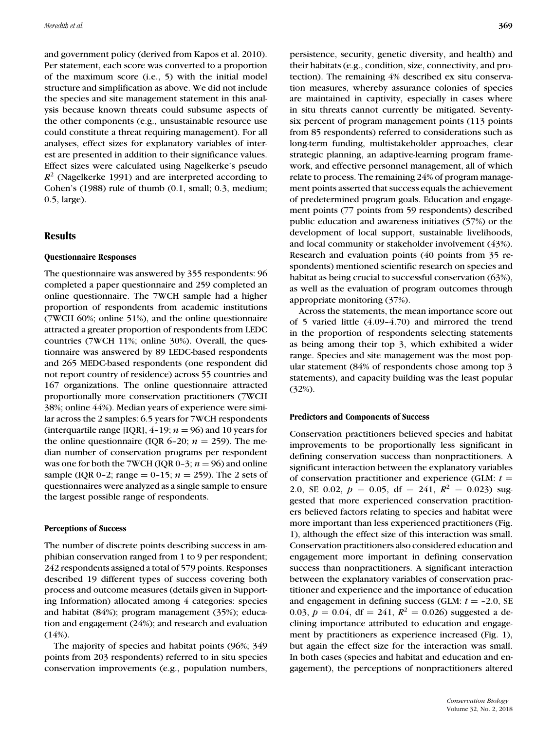and government policy (derived from Kapos et al. 2010). Per statement, each score was converted to a proportion of the maximum score (i.e., 5) with the initial model structure and simplification as above. We did not include the species and site management statement in this analysis because known threats could subsume aspects of the other components (e.g., unsustainable resource use could constitute a threat requiring management). For all analyses, effect sizes for explanatory variables of interest are presented in addition to their significance values. Effect sizes were calculated using Nagelkerke's pseudo $R^2$ (Nagelkerke 1991) and are interpreted according to Cohen's (1988) rule of thumb (0.1, small; 0.3, medium; 0.5, large).

## Results

### Questionnaire Responses

The questionnaire was answered by 355 respondents: 96 completed a paper questionnaire and 259 completed an online questionnaire. The 7WCH sample had a higher proportion of respondents from academic institutions (7WCH 60%; online 51%), and the online questionnaire attracted a greater proportion of respondents from LEDC countries (7WCH 11%; online 30%). Overall, the questionnaire was answered by 89 LEDC-based respondents and 265 MEDC-based respondents (one respondent did not report country of residence) across 55 countries and 167 organizations. The online questionnaire attracted proportionally more conservation practitioners (7WCH 38%; online 44%). Median years of experience were similar across the 2 samples: 6.5 years for 7WCH respondents (interquartile range [IQR], 4–19; $n = 96$) and 10 years for the online questionnaire (IQR 6–20; $n = 259$). The median number of conservation programs per respondent was one for both the 7WCH (IQR 0–3; $n = 96$) and online sample (IQR 0–2; range = 0–15; $n = 259$). The 2 sets of questionnaires were analyzed as a single sample to ensure the largest possible range of respondents.

### Perceptions of Success

The number of discrete points describing success in amphibian conservation ranged from 1 to 9 per respondent; 242 respondents assigned a total of 579 points. Responses described 19 different types of success covering both process and outcome measures (details given in Supporting Information) allocated among 4 categories: species and habitat (84%); program management (35%); education and engagement (24%); and research and evaluation (14%).

The majority of species and habitat points (96%; 349 points from 203 respondents) referred to in situ species conservation improvements (e.g., population numbers, persistence, security, genetic diversity, and health) and their habitats (e.g., condition, size, connectivity, and protection). The remaining 4% described ex situ conservation measures, whereby assurance colonies of species are maintained in captivity, especially in cases where in situ threats cannot currently be mitigated. Seventy-six percent of program management points (113 points from 85 respondents) referred to considerations such as long-term funding, multistakeholder approaches, clear strategic planning, an adaptive-learning program framework, and effective personnel management, all of which relate to process. The remaining 24% of program management points asserted that success equals the achievement of predetermined program goals. Education and engagement points (77 points from 59 respondents) described public education and awareness initiatives (57%) or the development of local support, sustainable livelihoods, and local community or stakeholder involvement (43%). Research and evaluation points (40 points from 35 respondents) mentioned scientific research on species and habitat as being crucial to successful conservation (63%), as well as the evaluation of program outcomes through appropriate monitoring (37%).

Across the statements, the mean importance score out of 5 varied little (4.09–4.70) and mirrored the trend in the proportion of respondents selecting statements as being among their top 3, which exhibited a wider range. Species and site management was the most popular statement (84% of respondents chose among top 3 statements), and capacity building was the least popular (32%).

### Predictors and Components of Success

Conservation practitioners believed species and habitat improvements to be proportionally less significant in defining conservation success than nonpractitioners. A significant interaction between the explanatory variables of conservation practitioner and experience (GLM: $t = 2.0$, SE 0.02, $p = 0.05$, df = 241, $R^2 = 0.023$) suggested that more experienced conservation practitioners believed factors relating to species and habitat were more important than less experienced practitioners (Fig. 1), although the effect size of this interaction was small. Conservation practitioners also considered education and engagement more important in defining conservation success than nonpractitioners. A significant interaction between the explanatory variables of conservation practitioner and experience and the importance of education and engagement in defining success (GLM: $t = -2.0$, SE 0.03, $p = 0.04$, df = 241, $R^2 = 0.026$) suggested a declining importance attributed to education and engagement by practitioners as experience increased (Fig. 1), but again the effect size for the interaction was small. In both cases (species and habitat and education and engagement), the perceptions of nonpractitioners altered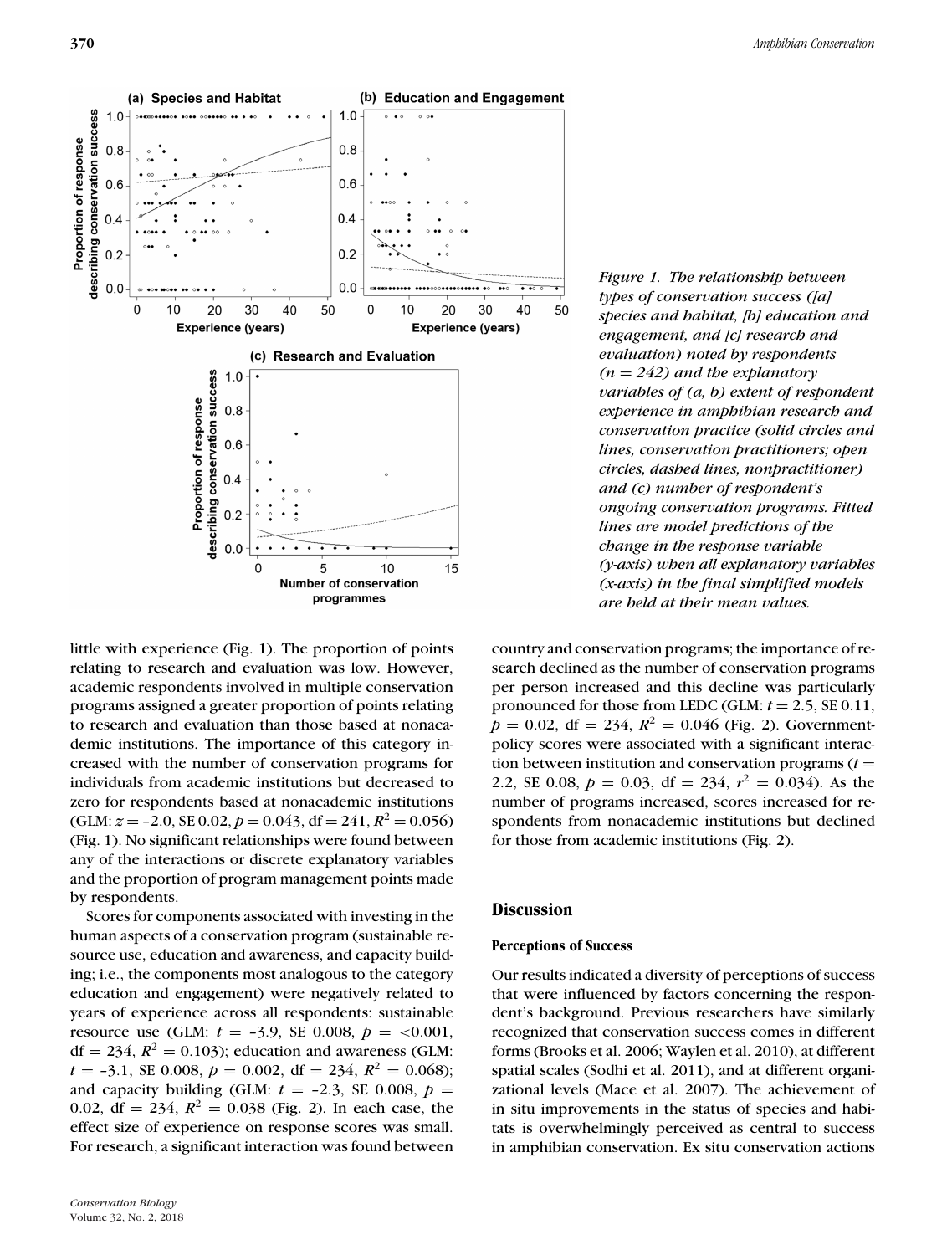(a) Species and Habitat

Proportion of response describing conservation success

1.0
0.8
0.6
0.4
0.2
0.0

0 10 20 30 40 50

Experience (years)

(b) Education and Engagement

1.0
0.8
0.6
0.4
0.2
0.0

0 10 20 30 40 50

Experience (years)

(c) Research and Evaluation

Proportion of response describing conservation success

1.0
0.8
0.6
0.4
0.2
0.0

0 5 10 15

Number of conservation programmes

*Figure 1. The relationship between types of conservation success ([a] species and habitat, [b] education and engagement, and [c] research and evaluation) noted by respondents (n = 242) and the explanatory variables of (a, b) extent of respondent experience in amphibian research and conservation practice (solid circles and lines, conservation practitioners; open circles, dashed lines, nonpractitioner) and (c) number of respondent's ongoing conservation programs. Fitted lines are model predictions of the change in the response variable (y-axis) when all explanatory variables (x-axis) in the final simplified models are held at their mean values.*

little with experience (Fig. 1). The proportion of points relating to research and evaluation was low. However, academic respondents involved in multiple conservation programs assigned a greater proportion of points relating to research and evaluation than those based at nonacademic institutions. The importance of this category increased with the number of conservation programs for individuals from academic institutions but decreased to zero for respondents based at nonacademic institutions (GLM: $z = -2.0$, SE 0.02, $p = 0.043$, df = 241, $R^2 = 0.056$) (Fig. 1). No significant relationships were found between any of the interactions or discrete explanatory variables and the proportion of program management points made by respondents.

Scores for components associated with investing in the human aspects of a conservation program (sustainable resource use, education and awareness, and capacity building; i.e., the components most analogous to the category education and engagement) were negatively related to years of experience across all respondents: sustainable resource use (GLM: $t = -3.9$, SE 0.008, $p = <0.001$, df = 234, $R^2 = 0.103$); education and awareness (GLM: $t = -3.1$, SE 0.008, $p = 0.002$, df = 234, $R^2 = 0.068$); and capacity building (GLM: $t = -2.3$, SE 0.008, $p = 0.02$, df = 234, $R^2 = 0.038$ (Fig. 2). In each case, the effect size of experience on response scores was small. For research, a significant interaction was found between country and conservation programs; the importance of research declined as the number of conservation programs per person increased and this decline was particularly pronounced for those from LEDC (GLM: $t = 2.5$, SE 0.11, $p = 0.02$, df = 234, $R^2 = 0.046$ (Fig. 2). Government-policy scores were associated with a significant interaction between institution and conservation programs ($t = 2.2$, SE 0.08, $p = 0.03$, df = 234, $r^2 = 0.034$). As the number of programs increased, scores increased for respondents from nonacademic institutions but declined for those from academic institutions (Fig. 2).

## Discussion

### Perceptions of Success

Our results indicated a diversity of perceptions of success that were influenced by factors concerning the respondent's background. Previous researchers have similarly recognized that conservation success comes in different forms (Brooks et al. 2006; Waylen et al. 2010), at different spatial scales (Sodhi et al. 2011), and at different organizational levels (Mace et al. 2007). The achievement of in situ improvements in the status of species and habitats is overwhelmingly perceived as central to success in amphibian conservation. Ex situ conservation actions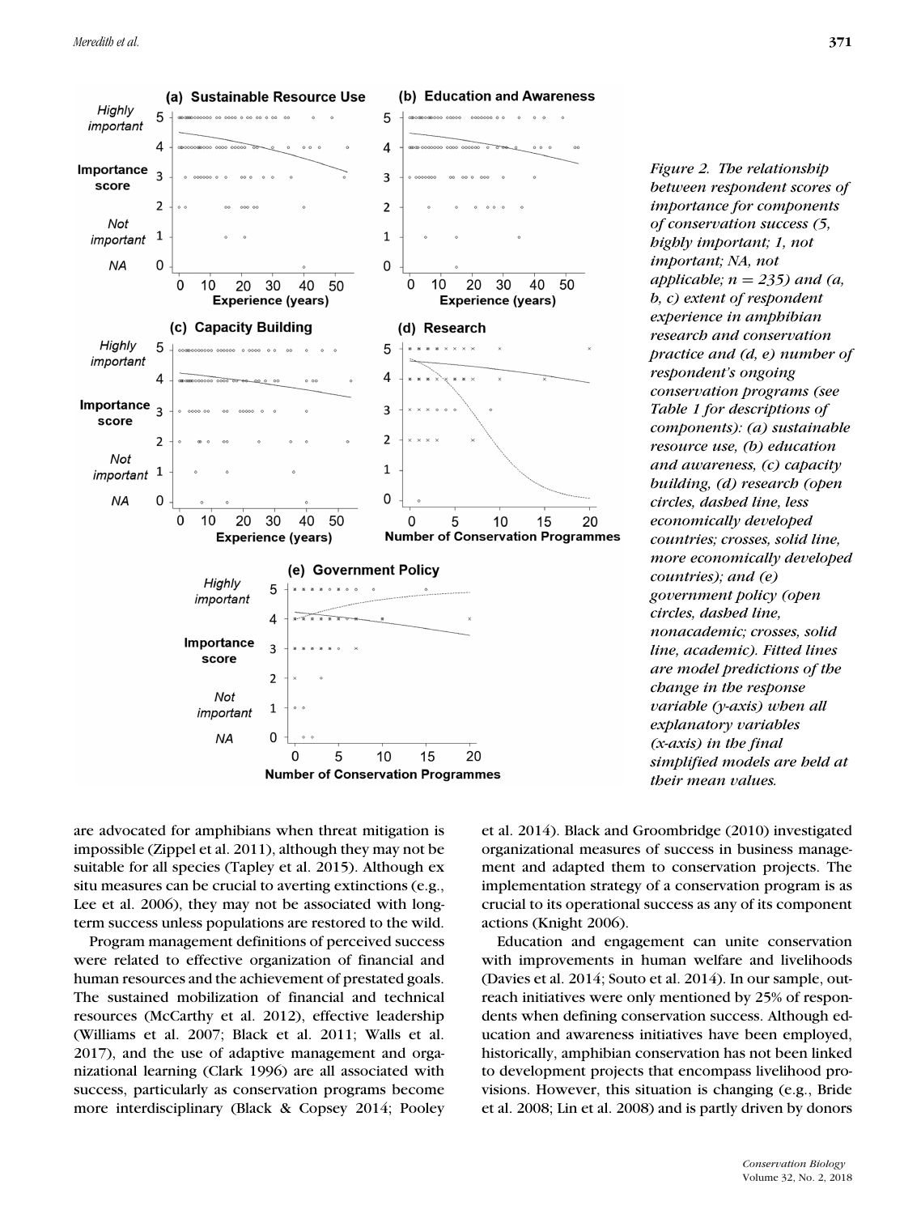(a) Sustainable Resource Use

Highly important

Importance score

Not important

NA

5
4
3
2
1
0

0 10 20 30 40 50

Experience (years)

(b) Education and Awareness

5
4
3
2
1
0

0 10 20 30 40 50

Experience (years)

(c) Capacity Building

Highly important

Importance score

Not important

NA

5
4
3
2
1
0

0 10 20 30 40 50

Experience (years)

(d) Research

5
4
3
2
1
0

0 5 10 15 20

Number of Conservation Programmes

(e) Government Policy

Highly important

Importance score

Not important

NA

5
4
3
2
1
0

0 5 10 15 20

Number of Conservation Programmes

*Figure 2. The relationship between respondent scores of importance for components of conservation success (5, highly important; 1, not important; NA, not applicable; $n = 235$) and (a, b, c) extent of respondent experience in amphibian research and conservation practice and (d, e) number of respondent's ongoing conservation programs (see Table 1 for descriptions of components): (a) sustainable resource use, (b) education and awareness, (c) capacity building, (d) research (open circles, dashed line, less economically developed countries; crosses, solid line, more economically developed countries); and (e) government policy (open circles, dashed line, nonacademic; crosses, solid line, academic). Fitted lines are model predictions of the change in the response variable (y-axis) when all explanatory variables (x-axis) in the final simplified models are held at their mean values.*

are advocated for amphibians when threat mitigation is impossible (Zippel et al. 2011), although they may not be suitable for all species (Tapley et al. 2015). Although ex situ measures can be crucial to averting extinctions (e.g., Lee et al. 2006), they may not be associated with long-term success unless populations are restored to the wild.

Program management definitions of perceived success were related to effective organization of financial and human resources and the achievement of prestated goals. The sustained mobilization of financial and technical resources (McCarthy et al. 2012), effective leadership (Williams et al. 2007; Black et al. 2011; Walls et al. 2017), and the use of adaptive management and organizational learning (Clark 1996) are all associated with success, particularly as conservation programs become more interdisciplinary (Black & Copsey 2014; Pooley et al. 2014). Black and Groombridge (2010) investigated organizational measures of success in business management and adapted them to conservation projects. The implementation strategy of a conservation program is as crucial to its operational success as any of its component actions (Knight 2006).

Education and engagement can unite conservation with improvements in human welfare and livelihoods (Davies et al. 2014; Souto et al. 2014). In our sample, outreach initiatives were only mentioned by 25% of respondents when defining conservation success. Although education and awareness initiatives have been employed, historically, amphibian conservation has not been linked to development projects that encompass livelihood provisions. However, this situation is changing (e.g., Bride et al. 2008; Lin et al. 2008) and is partly driven by donors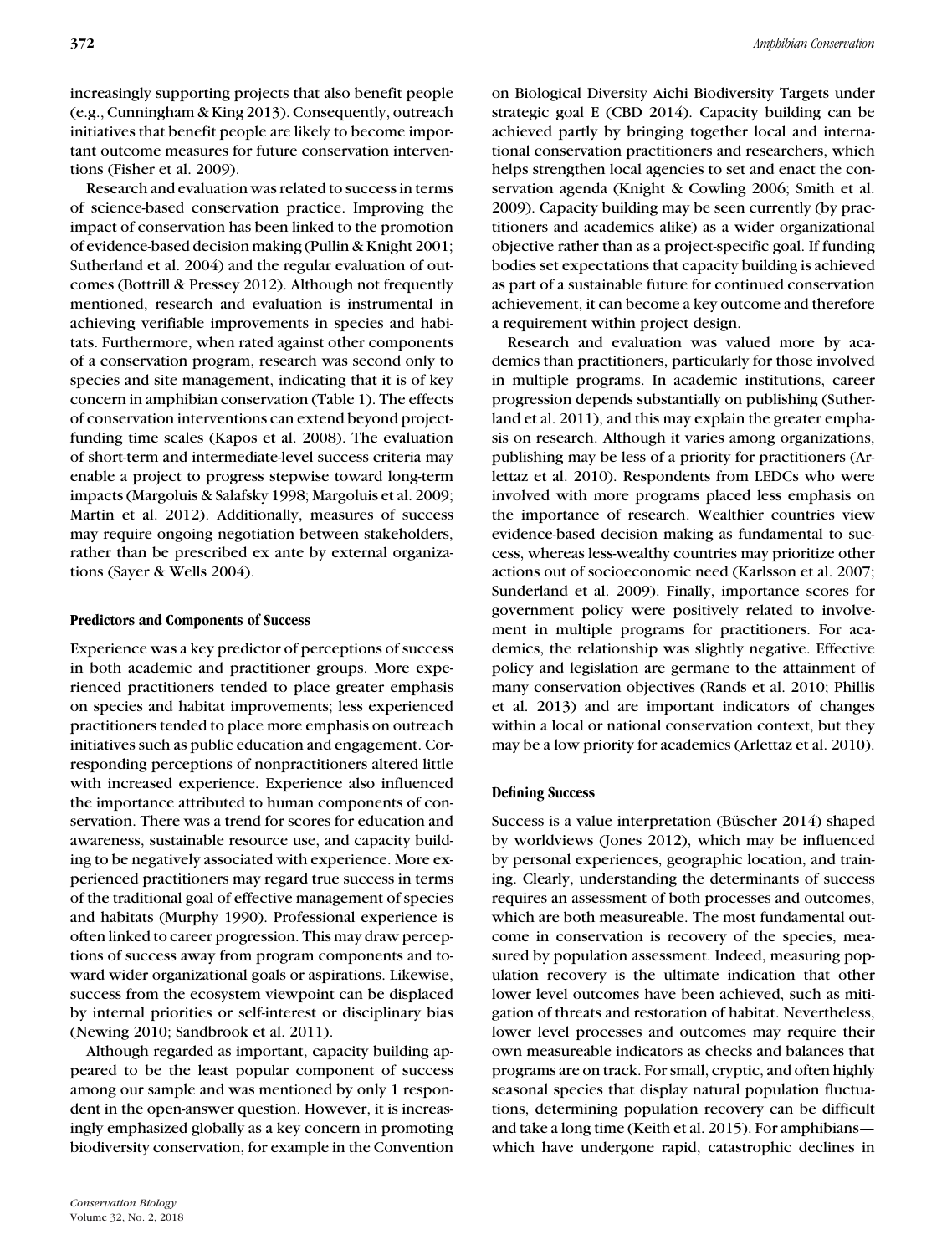increasingly supporting projects that also benefit people (e.g., Cunningham & King 2013). Consequently, outreach initiatives that benefit people are likely to become important outcome measures for future conservation interventions (Fisher et al. 2009).

Research and evaluation was related to success in terms of science-based conservation practice. Improving the impact of conservation has been linked to the promotion of evidence-based decision making (Pullin & Knight 2001; Sutherland et al. 2004) and the regular evaluation of outcomes (Bottrill & Pressey 2012). Although not frequently mentioned, research and evaluation is instrumental in achieving verifiable improvements in species and habitats. Furthermore, when rated against other components of a conservation program, research was second only to species and site management, indicating that it is of key concern in amphibian conservation (Table 1). The effects of conservation interventions can extend beyond project-funding time scales (Kapos et al. 2008). The evaluation of short-term and intermediate-level success criteria may enable a project to progress stepwise toward long-term impacts (Margoluis & Salafsky 1998; Margoluis et al. 2009; Martin et al. 2012). Additionally, measures of success may require ongoing negotiation between stakeholders, rather than be prescribed ex ante by external organizations (Sayer & Wells 2004).

### Predictors and Components of Success

Experience was a key predictor of perceptions of success in both academic and practitioner groups. More experienced practitioners tended to place greater emphasis on species and habitat improvements; less experienced practitioners tended to place more emphasis on outreach initiatives such as public education and engagement. Corresponding perceptions of nonpractitioners altered little with increased experience. Experience also influenced the importance attributed to human components of conservation. There was a trend for scores for education and awareness, sustainable resource use, and capacity building to be negatively associated with experience. More experienced practitioners may regard true success in terms of the traditional goal of effective management of species and habitats (Murphy 1990). Professional experience is often linked to career progression. This may draw perceptions of success away from program components and toward wider organizational goals or aspirations. Likewise, success from the ecosystem viewpoint can be displaced by internal priorities or self-interest or disciplinary bias (Newing 2010; Sandbrook et al. 2011).

Although regarded as important, capacity building appeared to be the least popular component of success among our sample and was mentioned by only 1 respondent in the open-answer question. However, it is increasingly emphasized globally as a key concern in promoting biodiversity conservation, for example in the Convention on Biological Diversity Aichi Biodiversity Targets under strategic goal E (CBD 2014). Capacity building can be achieved partly by bringing together local and international conservation practitioners and researchers, which helps strengthen local agencies to set and enact the conservation agenda (Knight & Cowling 2006; Smith et al. 2009). Capacity building may be seen currently (by practitioners and academics alike) as a wider organizational objective rather than as a project-specific goal. If funding bodies set expectations that capacity building is achieved as part of a sustainable future for continued conservation achievement, it can become a key outcome and therefore a requirement within project design.

Research and evaluation was valued more by academics than practitioners, particularly for those involved in multiple programs. In academic institutions, career progression depends substantially on publishing (Sutherland et al. 2011), and this may explain the greater emphasis on research. Although it varies among organizations, publishing may be less of a priority for practitioners (Arlettaz et al. 2010). Respondents from LEDCs who were involved with more programs placed less emphasis on the importance of research. Wealthier countries view evidence-based decision making as fundamental to success, whereas less-wealthy countries may prioritize other actions out of socioeconomic need (Karlsson et al. 2007; Sunderland et al. 2009). Finally, importance scores for government policy were positively related to involvement in multiple programs for practitioners. For academics, the relationship was slightly negative. Effective policy and legislation are germane to the attainment of many conservation objectives (Rands et al. 2010; Phillis et al. 2013) and are important indicators of changes within a local or national conservation context, but they may be a low priority for academics (Arlettaz et al. 2010).

### Defining Success

Success is a value interpretation (Büscher 2014) shaped by worldviews (Jones 2012), which may be influenced by personal experiences, geographic location, and training. Clearly, understanding the determinants of success requires an assessment of both processes and outcomes, which are both measureable. The most fundamental outcome in conservation is recovery of the species, measured by population assessment. Indeed, measuring population recovery is the ultimate indication that other lower level outcomes have been achieved, such as mitigation of threats and restoration of habitat. Nevertheless, lower level processes and outcomes may require their own measureable indicators as checks and balances that programs are on track. For small, cryptic, and often highly seasonal species that display natural population fluctuations, determining population recovery can be difficult and take a long time (Keith et al. 2015). For amphibians—which have undergone rapid, catastrophic declines in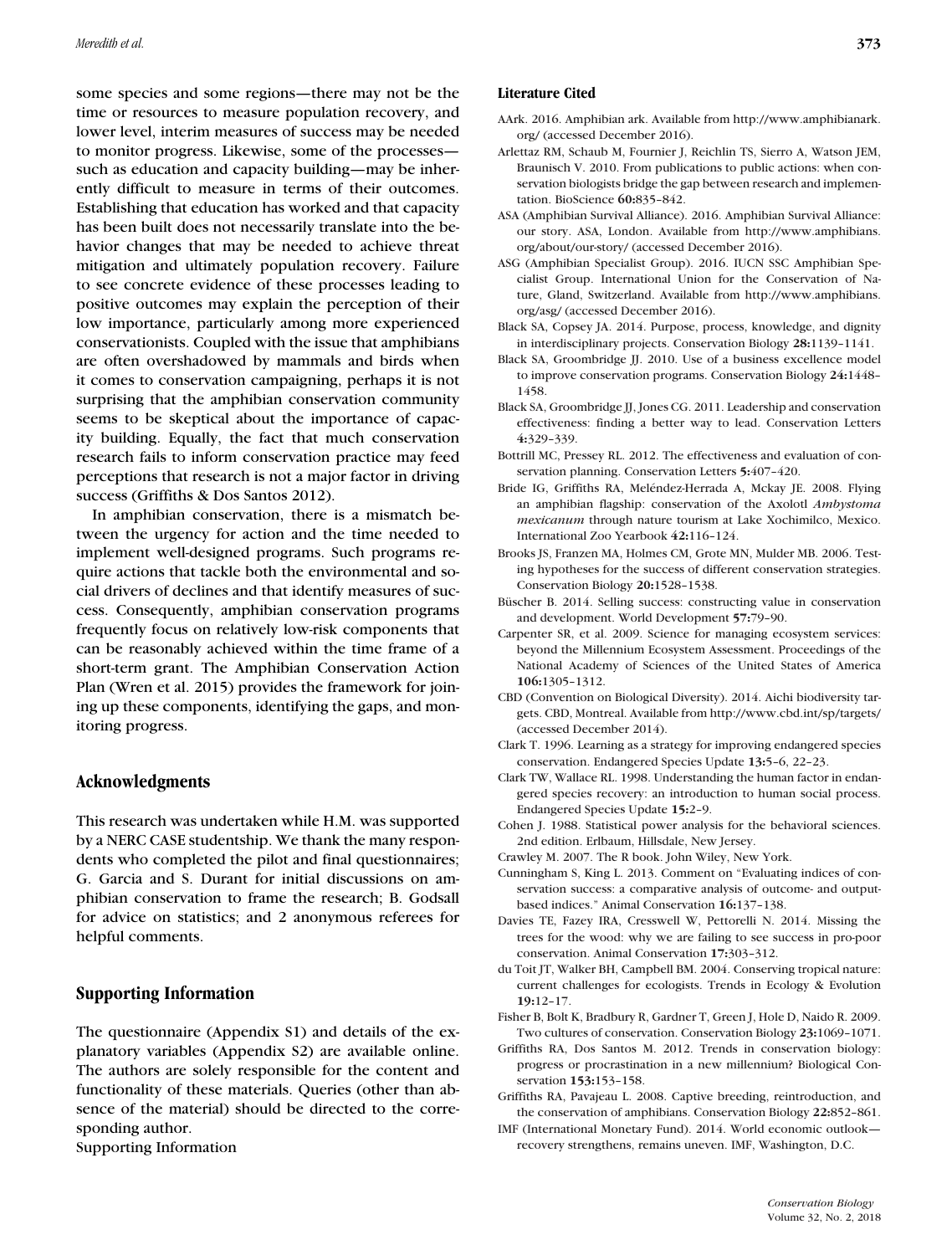some species and some regions—there may not be the time or resources to measure population recovery, and lower level, interim measures of success may be needed to monitor progress. Likewise, some of the processes—such as education and capacity building—may be inherently difficult to measure in terms of their outcomes. Establishing that education has worked and that capacity has been built does not necessarily translate into the behavior changes that may be needed to achieve threat mitigation and ultimately population recovery. Failure to see concrete evidence of these processes leading to positive outcomes may explain the perception of their low importance, particularly among more experienced conservationists. Coupled with the issue that amphibians are often overshadowed by mammals and birds when it comes to conservation campaigning, perhaps it is not surprising that the amphibian conservation community seems to be skeptical about the importance of capacity building. Equally, the fact that much conservation research fails to inform conservation practice may feed perceptions that research is not a major factor in driving success (Griffiths & Dos Santos 2012).

In amphibian conservation, there is a mismatch between the urgency for action and the time needed to implement well-designed programs. Such programs require actions that tackle both the environmental and social drivers of declines and that identify measures of success. Consequently, amphibian conservation programs frequently focus on relatively low-risk components that can be reasonably achieved within the time frame of a short-term grant. The Amphibian Conservation Action Plan (Wren et al. 2015) provides the framework for joining up these components, identifying the gaps, and monitoring progress.

## Acknowledgments

This research was undertaken while H.M. was supported by a NERC CASE studentship. We thank the many respondents who completed the pilot and final questionnaires; G. Garcia and S. Durant for initial discussions on amphibian conservation to frame the research; B. Godsall for advice on statistics; and 2 anonymous referees for helpful comments.

## Supporting Information

The questionnaire (Appendix S1) and details of the explanatory variables (Appendix S2) are available online. The authors are solely responsible for the content and functionality of these materials. Queries (other than absence of the material) should be directed to the corresponding author.
Supporting Information

## Literature Cited

AArk. 2016. Amphibian ark. Available from http://www.amphibianark.org/ (accessed December 2016).

Arlettaz RM, Schaub M, Fournier J, Reichlin TS, Sierro A, Watson JEM, Braunisch V. 2010. From publications to public actions: when conservation biologists bridge the gap between research and implementation. BioScience **60:**835–842.

ASA (Amphibian Survival Alliance). 2016. Amphibian Survival Alliance: our story. ASA, London. Available from http://www.amphibians.org/about/our-story/ (accessed December 2016).

ASG (Amphibian Specialist Group). 2016. IUCN SSC Amphibian Specialist Group. International Union for the Conservation of Nature, Gland, Switzerland. Available from http://www.amphibians.org/asg/ (accessed December 2016).

Black SA, Copsey JA. 2014. Purpose, process, knowledge, and dignity in interdisciplinary projects. Conservation Biology **28:**1139–1141.

Black SA, Groombridge JJ. 2010. Use of a business excellence model to improve conservation programs. Conservation Biology **24:**1448–1458.

Black SA, Groombridge JJ, Jones CG. 2011. Leadership and conservation effectiveness: finding a better way to lead. Conservation Letters **4:**329–339.

Bottrill MC, Pressey RL. 2012. The effectiveness and evaluation of conservation planning. Conservation Letters **5:**407–420.

Bride IG, Griffiths RA, Meléndez-Herrada A, Mckay JE. 2008. Flying an amphibian flagship: conservation of the Axolotl *Ambystoma mexicanum* through nature tourism at Lake Xochimilco, Mexico. International Zoo Yearbook **42:**116–124.

Brooks JS, Franzen MA, Holmes CM, Grote MN, Mulder MB. 2006. Testing hypotheses for the success of different conservation strategies. Conservation Biology **20:**1528–1538.

Büscher B. 2014. Selling success: constructing value in conservation and development. World Development **57:**79–90.

Carpenter SR, et al. 2009. Science for managing ecosystem services: beyond the Millennium Ecosystem Assessment. Proceedings of the National Academy of Sciences of the United States of America **106:**1305–1312.

CBD (Convention on Biological Diversity). 2014. Aichi biodiversity targets. CBD, Montreal. Available from http://www.cbd.int/sp/targets/ (accessed December 2014).

Clark T. 1996. Learning as a strategy for improving endangered species conservation. Endangered Species Update **13:**5–6, 22–23.

Clark TW, Wallace RL. 1998. Understanding the human factor in endangered species recovery: an introduction to human social process. Endangered Species Update **15:**2–9.

Cohen J. 1988. Statistical power analysis for the behavioral sciences. 2nd edition. Erlbaum, Hillsdale, New Jersey.

Crawley M. 2007. The R book. John Wiley, New York.

Cunningham S, King L. 2013. Comment on "Evaluating indices of conservation success: a comparative analysis of outcome- and output-based indices." Animal Conservation **16:**137–138.

Davies TE, Fazey IRA, Cresswell W, Pettorelli N. 2014. Missing the trees for the wood: why we are failing to see success in pro-poor conservation. Animal Conservation **17:**303–312.

du Toit JT, Walker BH, Campbell BM. 2004. Conserving tropical nature: current challenges for ecologists. Trends in Ecology & Evolution **19:**12–17.

Fisher B, Bolt K, Bradbury R, Gardner T, Green J, Hole D, Naido R. 2009. Two cultures of conservation. Conservation Biology **23:**1069–1071.

Griffiths RA, Dos Santos M. 2012. Trends in conservation biology: progress or procrastination in a new millennium? Biological Conservation **153:**153–158.

Griffiths RA, Pavajeau L. 2008. Captive breeding, reintroduction, and the conservation of amphibians. Conservation Biology **22:**852–861.

IMF (International Monetary Fund). 2014. World economic outlook—recovery strengthens, remains uneven. IMF, Washington, D.C.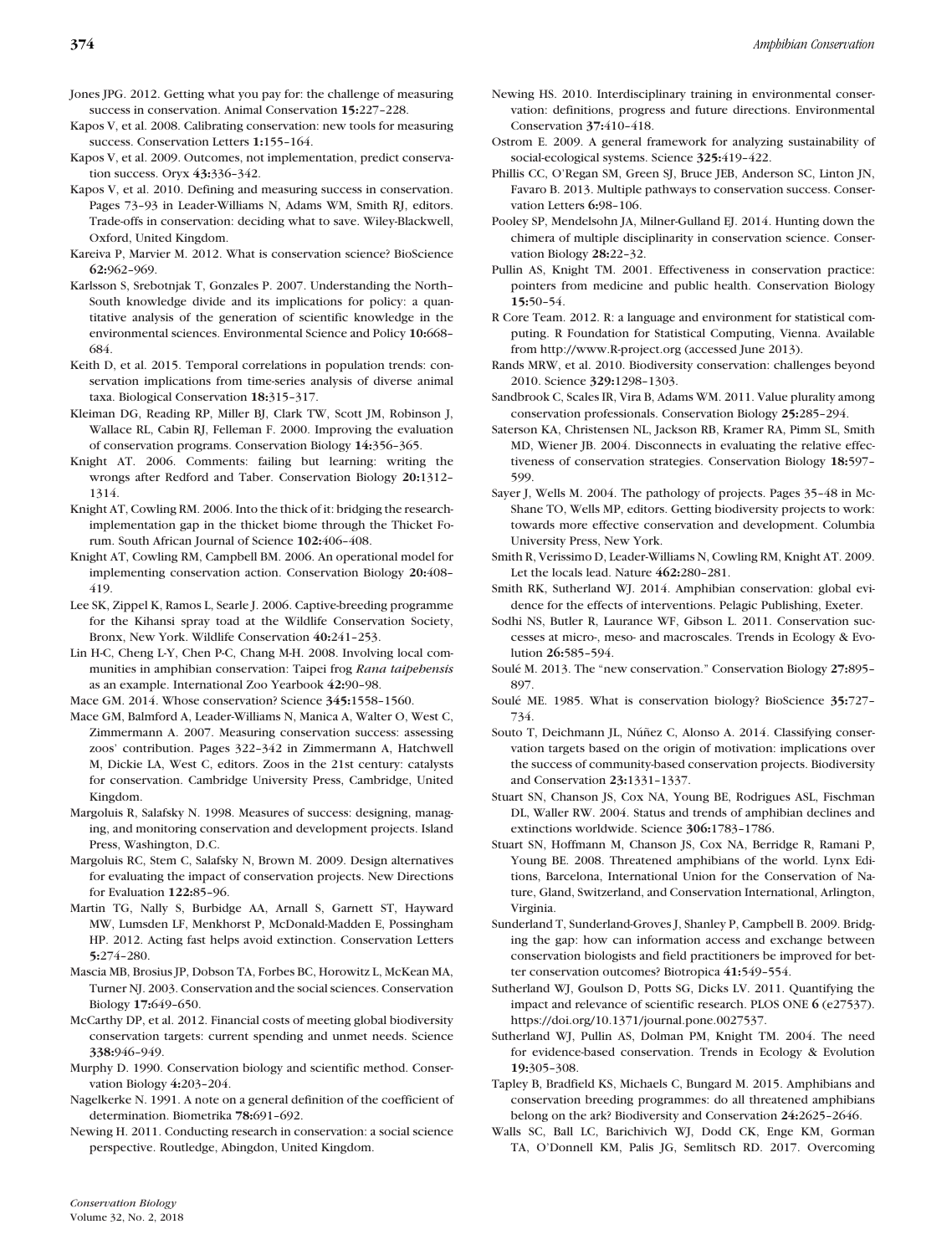Jones JPG. 2012. Getting what you pay for: the challenge of measuring success in conservation. Animal Conservation **15:**227–228.

Kapos V, et al. 2008. Calibrating conservation: new tools for measuring success. Conservation Letters **1:**155–164.

Kapos V, et al. 2009. Outcomes, not implementation, predict conservation success. Oryx **43:**336–342.

Kapos V, et al. 2010. Defining and measuring success in conservation. Pages 73–93 in Leader-Williams N, Adams WM, Smith RJ, editors. Trade-offs in conservation: deciding what to save. Wiley-Blackwell, Oxford, United Kingdom.

Kareiva P, Marvier M. 2012. What is conservation science? BioScience **62:**962–969.

Karlsson S, Srebotnjak T, Gonzales P. 2007. Understanding the North–South knowledge divide and its implications for policy: a quantitative analysis of the generation of scientific knowledge in the environmental sciences. Environmental Science and Policy **10:**668–684.

Keith D, et al. 2015. Temporal correlations in population trends: conservation implications from time-series analysis of diverse animal taxa. Biological Conservation **18:**315–317.

Kleiman DG, Reading RP, Miller BJ, Clark TW, Scott JM, Robinson J, Wallace RL, Cabin RJ, Felleman F. 2000. Improving the evaluation of conservation programs. Conservation Biology **14:**356–365.

Knight AT. 2006. Comments: failing but learning: writing the wrongs after Redford and Taber. Conservation Biology **20:**1312–1314.

Knight AT, Cowling RM. 2006. Into the thick of it: bridging the research-implementation gap in the thicket biome through the Thicket Forum. South African Journal of Science **102:**406–408.

Knight AT, Cowling RM, Campbell BM. 2006. An operational model for implementing conservation action. Conservation Biology **20:**408–419.

Lee SK, Zippel K, Ramos L, Searle J. 2006. Captive-breeding programme for the Kihansi spray toad at the Wildlife Conservation Society, Bronx, New York. Wildlife Conservation **40:**241–253.

Lin H-C, Cheng L-Y, Chen P-C, Chang M-H. 2008. Involving local communities in amphibian conservation: Taipei frog *Rana taipehensis* as an example. International Zoo Yearbook **42:**90–98.

Mace GM. 2014. Whose conservation? Science **345:**1558–1560.

Mace GM, Balmford A, Leader-Williams N, Manica A, Walter O, West C, Zimmermann A. 2007. Measuring conservation success: assessing zoos' contribution. Pages 322–342 in Zimmermann A, Hatchwell M, Dickie LA, West C, editors. Zoos in the 21st century: catalysts for conservation. Cambridge University Press, Cambridge, United Kingdom.

Margoluis R, Salafsky N. 1998. Measures of success: designing, managing, and monitoring conservation and development projects. Island Press, Washington, D.C.

Margoluis RC, Stem C, Salafsky N, Brown M. 2009. Design alternatives for evaluating the impact of conservation projects. New Directions for Evaluation **122:**85–96.

Martin TG, Nally S, Burbidge AA, Arnall S, Garnett ST, Hayward MW, Lumsden LF, Menkhorst P, McDonald-Madden E, Possingham HP. 2012. Acting fast helps avoid extinction. Conservation Letters **5:**274–280.

Mascia MB, Brosius JP, Dobson TA, Forbes BC, Horowitz L, McKean MA, Turner NJ. 2003. Conservation and the social sciences. Conservation Biology **17:**649–650.

McCarthy DP, et al. 2012. Financial costs of meeting global biodiversity conservation targets: current spending and unmet needs. Science **338:**946–949.

Murphy D. 1990. Conservation biology and scientific method. Conservation Biology **4:**203–204.

Nagelkerke N. 1991. A note on a general definition of the coefficient of determination. Biometrika **78:**691–692.

Newing H. 2011. Conducting research in conservation: a social science perspective. Routledge, Abingdon, United Kingdom.

Newing HS. 2010. Interdisciplinary training in environmental conservation: definitions, progress and future directions. Environmental Conservation **37:**410–418.

Ostrom E. 2009. A general framework for analyzing sustainability of social-ecological systems. Science **325:**419–422.

Phillis CC, O'Regan SM, Green SJ, Bruce JEB, Anderson SC, Linton JN, Favaro B. 2013. Multiple pathways to conservation success. Conservation Letters **6:**98–106.

Pooley SP, Mendelsohn JA, Milner-Gulland EJ. 2014. Hunting down the chimera of multiple disciplinarity in conservation science. Conservation Biology **28:**22–32.

Pullin AS, Knight TM. 2001. Effectiveness in conservation practice: pointers from medicine and public health. Conservation Biology **15:**50–54.

R Core Team. 2012. R: a language and environment for statistical computing. R Foundation for Statistical Computing, Vienna. Available from http://www.R-project.org (accessed June 2013).

Rands MRW, et al. 2010. Biodiversity conservation: challenges beyond 2010. Science **329:**1298–1303.

Sandbrook C, Scales IR, Vira B, Adams WM. 2011. Value plurality among conservation professionals. Conservation Biology **25:**285–294.

Saterson KA, Christensen NL, Jackson RB, Kramer RA, Pimm SL, Smith MD, Wiener JB. 2004. Disconnects in evaluating the relative effectiveness of conservation strategies. Conservation Biology **18:**597–599.

Sayer J, Wells M. 2004. The pathology of projects. Pages 35–48 in McShane TO, Wells MP, editors. Getting biodiversity projects to work: towards more effective conservation and development. Columbia University Press, New York.

Smith R, Verissimo D, Leader-Williams N, Cowling RM, Knight AT. 2009. Let the locals lead. Nature **462:**280–281.

Smith RK, Sutherland WJ. 2014. Amphibian conservation: global evidence for the effects of interventions. Pelagic Publishing, Exeter.

Sodhi NS, Butler R, Laurance WF, Gibson L. 2011. Conservation successes at micro-, meso- and macroscales. Trends in Ecology & Evolution **26:**585–594.

Soulé M. 2013. The "new conservation." Conservation Biology **27:**895–897.

Soulé ME. 1985. What is conservation biology? BioScience **35:**727–734.

Souto T, Deichmann JL, Núñez C, Alonso A. 2014. Classifying conservation targets based on the origin of motivation: implications over the success of community-based conservation projects. Biodiversity and Conservation **23:**1331–1337.

Stuart SN, Chanson JS, Cox NA, Young BE, Rodrigues ASL, Fischman DL, Waller RW. 2004. Status and trends of amphibian declines and extinctions worldwide. Science **306:**1783–1786.

Stuart SN, Hoffmann M, Chanson JS, Cox NA, Berridge R, Ramani P, Young BE. 2008. Threatened amphibians of the world. Lynx Editions, Barcelona, International Union for the Conservation of Nature, Gland, Switzerland, and Conservation International, Arlington, Virginia.

Sunderland T, Sunderland-Groves J, Shanley P, Campbell B. 2009. Bridging the gap: how can information access and exchange between conservation biologists and field practitioners be improved for better conservation outcomes? Biotropica **41:**549–554.

Sutherland WJ, Goulson D, Potts SG, Dicks LV. 2011. Quantifying the impact and relevance of scientific research. PLOS ONE **6** (e27537). https://doi.org/10.1371/journal.pone.0027537.

Sutherland WJ, Pullin AS, Dolman PM, Knight TM. 2004. The need for evidence-based conservation. Trends in Ecology & Evolution **19:**305–308.

Tapley B, Bradfield KS, Michaels C, Bungard M. 2015. Amphibians and conservation breeding programmes: do all threatened amphibians belong on the ark? Biodiversity and Conservation **24:**2625–2646.

Walls SC, Ball LC, Barichivich WJ, Dodd CK, Enge KM, Gorman TA, O'Donnell KM, Palis JG, Semlitsch RD. 2017. Overcoming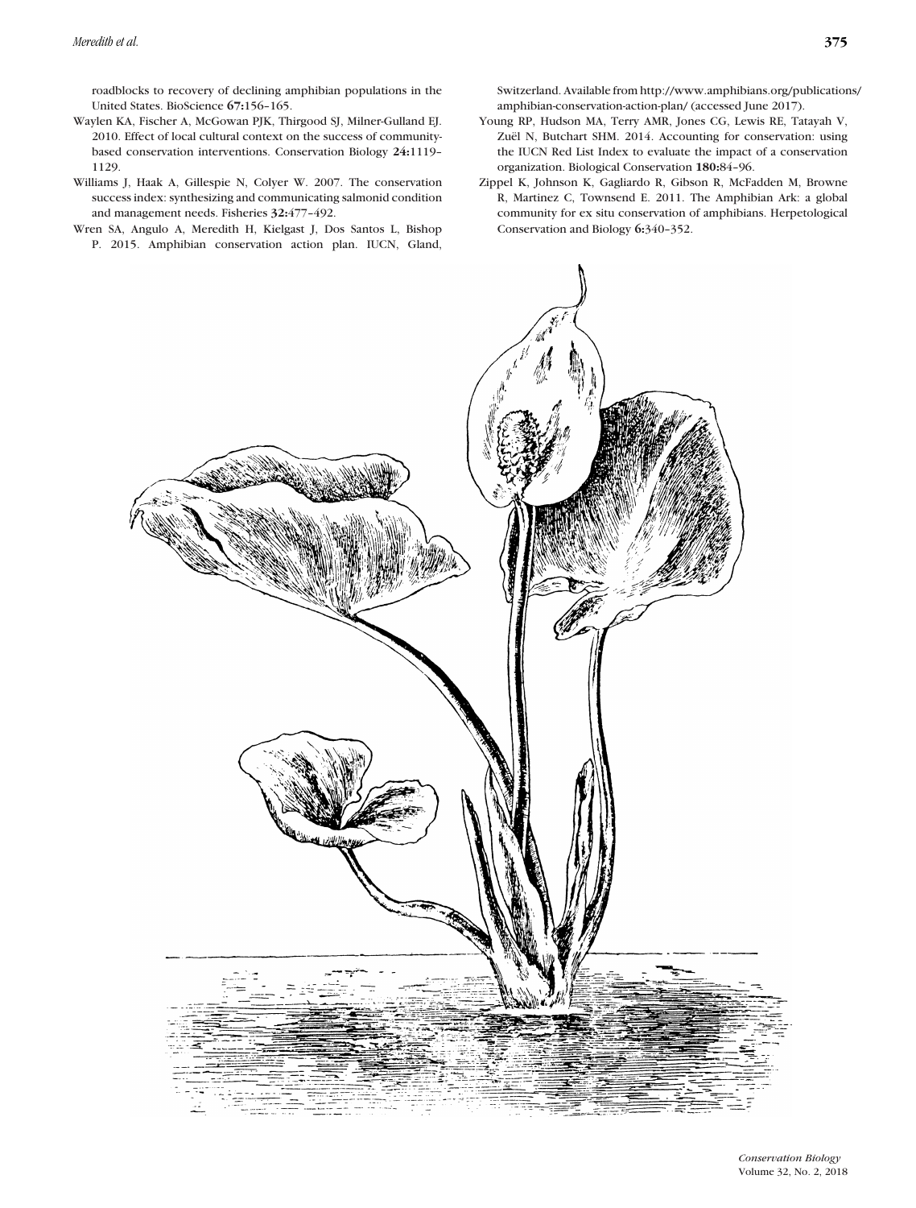roadblocks to recovery of declining amphibian populations in the United States. BioScience **67:**156–165.

Waylen KA, Fischer A, McGowan PJK, Thirgood SJ, Milner-Gulland EJ. 2010. Effect of local cultural context on the success of community-based conservation interventions. Conservation Biology **24:**1119–1129.

Williams J, Haak A, Gillespie N, Colyer W. 2007. The conservation success index: synthesizing and communicating salmonid condition and management needs. Fisheries **32:**477–492.

Wren SA, Angulo A, Meredith H, Kielgast J, Dos Santos L, Bishop P. 2015. Amphibian conservation action plan. IUCN, Gland, Switzerland. Available from http://www.amphibians.org/publications/amphibian-conservation-action-plan/ (accessed June 2017).

Young RP, Hudson MA, Terry AMR, Jones CG, Lewis RE, Tatayah V, Zuël N, Butchart SHM. 2014. Accounting for conservation: using the IUCN Red List Index to evaluate the impact of a conservation organization. Biological Conservation **180:**84–96.

Zippel K, Johnson K, Gagliardo R, Gibson R, McFadden M, Browne R, Martinez C, Townsend E. 2011. The Amphibian Ark: a global community for ex situ conservation of amphibians. Herpetological Conservation and Biology **6:**340–352.